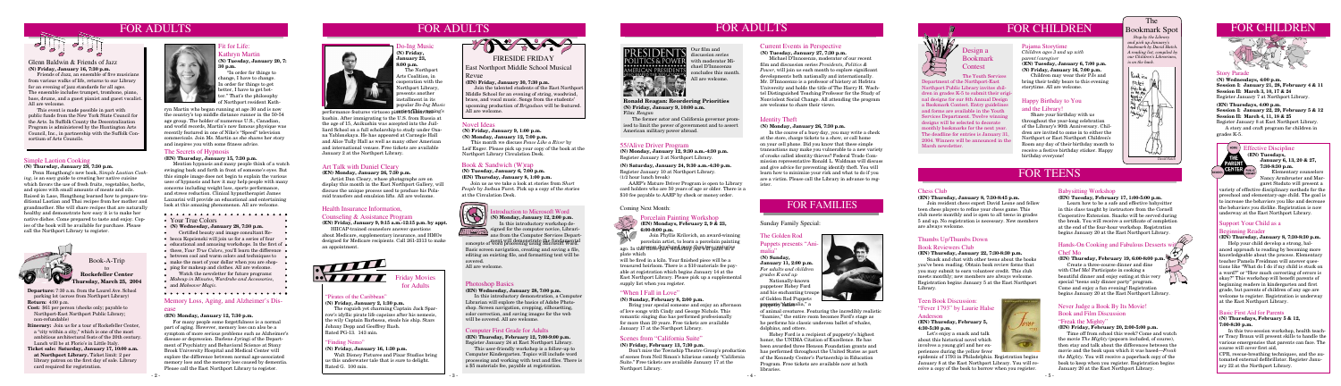# FOR ADULTS

## Glenn Baldwin & Friends of Jazz

**(N) Friday, January 16, 7:30 p.m.**

Friends of Jazz, an ensemble of five musicians from various walks of life, returns to our Library for an evening of jazz standards for all ages. The ensemble includes trumpet, trombone, piano, bass, drums, and a guest pianist and guest vocalist. All are welcome.

This event is made possible in part with public funds from the New York State Council for the Arts. In Suffolk County, the Decentralization Program is administered by the Huntington Arts Council, Inc., in partnership with the Suffolk Consortium of Arts Councils.

## Simple Laotian Cooking

**(N) Thursday, January 29, 7:30 p.m.**

Penn Hongthong's new book, *Simple Laotian Cooking*, is an easy guide to creating her native cuisine which forms the use of fresh fruits, vegetables, herbs, and spices with small amounts of meats and oils. Raised in Laos, Hongthong learned how to prepare traditional Laotian and Thai recipes from her mother and grandmother. She will share recipes that are naturally healthy and demonstrate how easy it is to make her native dishes. Come prepared to taste and enjoy. Copies of the book will be available for purchase. Please call the Northport Library to register.

## Book-A-Trip to Rockefeller Center Thursday, March 25, 2004

**Departure:** 7:30 a.m. from the Laurel Ave. School parking lot (across from Northport Library)

**Return:** 4:00 p.m.

**Cost:** $61 per person (checks only; payable to Northport-East Northport Public Library; nonrefundable)

**Itinerary:** Join us for a tour of Rockefeller Center, a "city within a city," which is one of the most ambitious architectural feats of the 20th century. Lunch will be at Fiorio's in Little Italy.

**Ticket sale: Saturday, January 17, 10:00 a.m. at Northport Library.** Ticket limit: 2 per library patron on the first day of sale. Library card required for registration.

## Fit for Life: Kathryn Martin

**(N) Tuesday, January 20, 7:30 p.m.**

"In order for things to change, I have to change. In order for things to get better, I have to get better." That's the philosophy of Northport resident Kathryn Martin who began running at age 30 and is now the country's top middle distance runner in the 50-54 age group. The holder of numerous U.S., Canadian, and world records, Martin's race famous physique was recently featured in one of Nike's "Speed" television commercials. Join Ms. Martin as she shares her story and inspires you with some fitness advice.

## The Secrets of Hypnosis

**(EN) Thursday, January 15, 7:30 p.m.**

Mention hypnosis and many people think of a watch swinging back and forth in front of someone's eyes. But this simple image does not begin to explain the various uses of hypnosis and how it may help people with many concerns including weight loss, sports performance, and stress reduction. Clinical hypnotherapist James Lazzarini will provide an educational and entertaining look at this amazing phenomenon. All are welcome.

## Your True Colors

**(N) Wednesday, January 28, 7:30 p.m.**

Certified beauty and image consultant Rebecca Kopieczki will join us for a series of four educational and amusing workshops. In the first of these, *Your True Colors*, you'll learn the differences between cool and warm colors and techniques to make the most of your skin tone when you are shopping for makeup and clothes. All are welcome.

Watch the newsletter for future programs: *Makeup in Minutes*, *Wardrobe and Accessories*, and *Makeover Magic*.

## Memory Loss, Aging, and Alzheimer's Disease

**(EN) Monday, January 12, 7:30 p.m.**

For many people some forgetfulness is a normal part of aging. However, memory loss can also be a symptom of an illness or condition such as Alzheimer's disease or depression. Barbara Zyriagi of the Department of Psychiatry and Behavioral Science at Stony Brook University Hospital and Medical Center will explore the difference between normal age-associated memory loss and the memory loss caused by dementia. Please call the East Northport Library to register.

## Do-Nut Music

**(N) Friday, January 23, 8:00 p.m.**

The Northport Arts Coalition, in cooperation with the Northport Library, presents another installment in its popular *Do-Nut Music* performance features virtuoso pianist Stefan Sumoni Fukushi. After immigrating to the U.S. from Russia at the age of 15, Anikushin was accepted into the Juilliard School on a full scholarship to study under Oxana Yablonskaya. He has appeared at Carnegie Hall and Alice Tully Hall as well as many other American and international venues. Free tickets are available January 2 at the Northport Library.

## Art Talk with Daniel Cleary

**(EN) Monday, January 26, 7:30 p.m.**

Artist Dan Cleary, whose photographs are on display this month in the East Northport Gallery, will discuss the unique process used to produce his Polaroid transfers and emulsion lifts. All are welcome.

## Health Insurance Information, Counseling & Assistance Program

**(EN) Friday, January 9, 9:15 a.m.-12:15 p.m. by appt.**

HIICAP-trained counselors answer questions about Medicare, supplementary insurance, and HMOs designed for Medicare recipients. Call 261-2313 to make an appointment.

## FIRESIDE FRIDAY

### East Northport Middle School Musical Revue

**(EN) Friday, January 30, 7:30 p.m.**

Join the talented students of the East Northport Middle School for an evening of string, woodwind, brass, and vocal music. Songs from the students' upcoming production of *Brigadoon* will be featured. All are welcome.

## Novel Ideas

**(N) Friday, January 9, 1:00 p.m.**

**(N) Monday, January 12, 7:00 p.m.**

This month we discuss *Pieces Like a River* by Leif Enger. Please pick up your copy of the book at the Northport Library Circulation Desk.

## Book & Sandwich Wrap

**(N) Tuesday, January 6, 7:00 p.m.**

**(EN) Thursday, January 8, 1:00 p.m.**

Join us as we take a look at stories from *Short People* by Joshua Furst. Pick up a copy of the stories at the Circulation Desk.

## Introduction to Microsoft Word

**(N) Monday, January 12, 2:00 p.m.**

In this introductory workshop designed for the computer novice, Librarians from the Computer Services Department will demonstrate the fundamental concepts of word processing using Microsoft Word. Basic screen navigation, creating and saving a file, editing an existing file, and formatting text will be covered.

All are welcome.

## Friday Movies for Adults

### "Pirates of the Caribbean"

**(N) Friday, January 2, 1:30 p.m.**

The roguish yet charming Captain Jack Sparrow's idyllic pirate life capsizes after his nemesis, the evil Captain Barbossa, steals his ship. Stars Johnny Depp and Geoffrey Rush. Rated PG-13. 143 min.

### "Finding Nemo"

**(N) Friday, January 16, 1:30 p.m.**

Walt Disney Pictures and Pixar Studios bring us this underwater tale that is sure to delight. Rated G. 100 min.

## Photoshop Basics

**(EN) Wednesday, January 28, 7:00 p.m.**

In this introductory demonstration, a Computer Librarian will explore the basics of Adobe Photoshop. Screen navigation, cropping, silhouetting, color correction, and saving images for the web will be covered. All are welcome.

## Computer First Grade for Adults

**(EN) Thursday, February 12, 7:00-9:00 p.m.**

Register January 24 at East Northport Library.

This user-friendly workshop is a follow-up to Computer Kindergarten. Topics will include word processing and working with text and files. There is a $5 materials fee, payable at registration.

## PRESIDENTS POLITICS & POWER

Our film and discussion series with moderator Michael D'Innocenzo concludes this month. All are welcome.

**Ronald Reagan: Redrawing Priorities**

**(N) Friday, January 9, 10:00 a.m.**

Film: *Reagan*

The former actor and California governor promised to limit the power of government and to assert American military power abroad.

## 55/Alive Driver Program

**(N) Monday, January 12, 9:30 a.m.-4:30 p.m.**

Register January 3 at Northport Library.

**(N) Saturday, January 24, 9:30 a.m.-4:30 p.m.**

Register January 10 at Northport Library.

(1/2 hour lunch break)

AARP's Mature Driver Program is open to Library card holders who are 50 years of age or older. There is a $10 fee payable to AARP by check or money order.

Coming Next Month:

## Porcelain Painting Workshop

**(EN) Mondays, February 2, 9 & 23, 6:30-8:00 p.m.**

Join Phyllis Kotlorich, an award-winning porcelain artist, to learn a porcelain painting technique that dates back to the Middle Ages. In three sessions, you will design and paint a plate which will be fired in a kiln. Your finished piece will be a treasured heirloom. There is a $10 materials fee payable at registration which begins January 17 at the East Northport Library. Please pick up a supplemental supply list when you register.

## "When I Fall in Love"

**(N) Sunday, February 8, 2:00 p.m.**

Bring your special someone and enjoy an afternoon of love songs with Cindy and George Nichols. This romantic singing duo has performed professionally for more than 20 years. Free tickets are available January 17 at the Northport Library.

## Scenes from "California Suite"

**(N) Friday, February 13, 7:30 p.m.**

Don't miss the Township Theatre Group's production of scenes from Neil Simon's hilarious comedy "California Suite." Free tickets are available January 17 at the Northport Library.

## Current Events in Perspective

**(N) Tuesday, January 27, 7:30 p.m.**

Michael D'Innocenzo, moderator of our recent film and discussion series *Presidents, Politics & Power*, will join us each month to explore significant developments both nationally and internationally. Mr. D'Innocenzo is a professor of history at Hofstra University and holds the title of The Harry H. Wachtel Distinguished Teaching Professor for the Study of Nonviolent Social Change. All attending the program are welcome to share their views.

## Identity Theft

**(N) Monday, January 26, 7:30 p.m.**

In the course of a busy day, you may write a check at the store, charge tickets to a show, or call home on your cell phone. Did you know that these simple transactions may make you vulnerable to a new variety of crooks called identity thieves? Federal Trade Commission representative Ronald L. Waldman will discuss and give advice for preventing identity theft. You will learn how to minimize your risk and what to do if you are a victim. Please call the Library in advance to register.

# FOR FAMILIES

Sunday Family Special:

## The Golden Rod Puppets present "Animals!"

**(N) Sunday, January 11, 2:00 p.m.**

*For adults and children grades K and up*

Nationally-known puppeteer Hobey Ford and his enchanting troupe of Golden Rod Puppets present "Animalia," a menagerie of animals creatures. Featuring the incredibly realistic "foamies," the entire room becomes Ford's stage as he performs his classic audience fables of whales, dolphins, and otters.

Hobey Ford is a recipient of puppetry's highest honor, the UNIMA Citation of Excellence. He has been awarded three Henson Foundation grants and has performed throughout the United States as part of the Kennedy Center's Partnership in Education Program. Free tickets are available now at both libraries.

# FOR CHILDREN

## Design a Bookmark Contest

The Youth Services Department of the Northport-East Northport Public Library invites children in grades K-5 to submit their original designs for our 8th Annual Design a Bookmark Contest. Entry guidelines and forms are available in the Youth Services Department. Twelve winning designs will be selected to decorate monthly bookmarks for the next year. The deadline for entries is January 31, 2004. Winners will be announced in the March newsletter.

## Pajama Storytime

*Children ages 3 and up with parent/caregiver*

**(EN) Tuesday, January 6, 7:00 p.m.**

**(N) Friday, January 16, 7:00 p.m.**

Children may wear their PJs and bring their teddy bears to this evening storytime. All are welcome.

## Happy Birthday to You and the Library!

Share your birthday with us through the year-long celebration of the Library's 90th Anniversary. Children are invited to come in to either the Northport or East Northport Children's Room any day of their birthday month to receive a festive birthday sticker. Happy birthday everyone!

## The Bookmark Spot

*Stop by the Library and pick up January's bookmark by David Hatch. A reading list, compiled by our Children's Librarians, is on the back.*

## Story Parade

**(N) Wednesdays, 4:00 p.m.**

**Session I: January 21, 28, February 4 & 11**

**Session II: March 3, 10, 17 & 24**

Register January 7 at Northport Library.

**(EN) Thursdays, 4:00 p.m.**

**Session I: January 22, 29, February 5 & 12**

**Session II: March 4, 11, 18 & 25**

Register January 8 at East Northport Library.

A story and craft program for children in grades K-3.

## THE PARENT CENTER

## Effective Discipline

**(EN) Tuesdays, January 6, 13, 20 & 27, 7:30-9:30 p.m.**

Elementary counselors Nancy Armbruster and Margaret Stodola will present a variety of effective disciplinary methods for the preschool and elementary-age child. The goal is to increase the behaviors you like and decrease the behaviors you dislike. Registration is now underway at the East Northport Library.

## Support Your Child as a Beginning Reader

**(EN) Thursday, January 8, 7:30-8:30 p.m.**

Help your child develop a strong, balanced approach to reading by becoming more knowledgeable about the process. Elementary reading teacher Pamela Friedman will answer questions like "What do I do if my child is stuck on a word?" or "How much correcting of errors is okay?" This workshop will benefit parents of beginning readers in kindergarten and first grade, but parents of children of any age are welcome to register. Registration is underway at the East Northport Library.

## Basic First Aid for Parents

**(N) Thursdays, February 5 & 12, 7:00-8:30 p.m.**

In this two-session workshop, health teacher Tracy Braun will present skills to handle the various emergencies that parents can face. The course will cover first aid, CPR, rescue-breathing techniques, and the automated external defibrillator. Register January 22 at the Northport Library.

# FOR TEENS

## Chess Club

**(EN) Thursday, January 8, 7:30-8:45 p.m.**

Join resident chess expert David Leone and fellow teen chess players to refine your game. The Chess Club meets monthly and is open to all teens in grades 5 and up. No registration is necessary. New members are always welcome.

## Thumbs Up/Thumbs Down Book Reviewers Club

**(EN) Tuesday, January 22, 7:30-8:30 p.m.**

Snack and chat with other teens about the books you've been reading. Obtain book review forms that you may submit to earn volunteer credit. This club meets monthly; new members are always welcome. Registration begins January 5 at the East Northport Library.

## Teen Book Discussion "Fever 1793" by Laurie Halse Anderson

**(EN) Tuesday, February 3, 4:30-5:30 p.m.**

Let's enjoy a snack and talk about this historical novel which involves a young girl and her experiences during the yellow fever epidemic of 1793 in Philadelphia. Registration begins January 8 at the East Northport Library. You will receive a copy of the book to borrow when you register.

## Babysitting Workshop

**(EN) Tuesday, February 17, 1:00-5:00 p.m.**

Learn how to be a safe and effective babysitter in this class taught by instructors from the Cornell Cooperative Extension. Snacks will be served during the break. You will receive a certificate of completion at the end of the four-hour workshop. Registration begins January 20 at the East Northport Library.

## Hands-On Cooking and Fabulous Desserts with Chef Mo

**(EN) Thursday, February 19, 6:00-8:00 p.m.**

Create a three-course dinner and dine with Chef Mo! Participate in cooking a beautiful dinner and enjoy eating it this very special "teens only dinner party" program. Come and enjoy a fun evening! Registration begins January 20 at the East Northport Library.

## Never Judge a Book By Its Movie! Book and Film Discussion "Freak the Mighty"

**(EN) Friday, February 20, 2:00-5:00 p.m.**

Time off from school this week? Come and watch the movie *The Mighty* (popcorn included, of course), then stay and talk about the differences between the movie and the book upon which it was based—*Freak the Mighty*. You will receive a paperback copy of the book to keep when you register. Registration begins January 20 at the East Northport Library.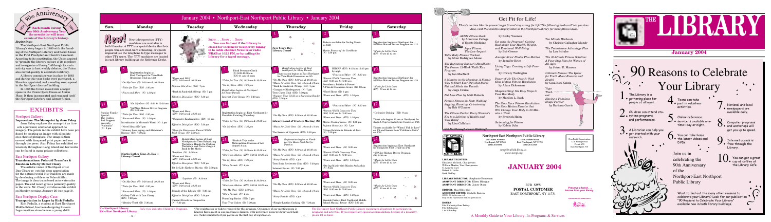## 90th Anniversary

**Each month during our 90th Anniversary Year the newsletter will trace events of the Library's history.**

### *Beginnings*

The Northport-East Northport Public Library's story began in 1890 with the founding of the Northport Library and Social Union in the First Presbyterian Church's basement. According to its constitution, the Union aspired to "promote the literary culture of its members and to organize a library." Although its main activity was to host weekly debates, the Union also owned quickly to establish its library.

A library committee was in place by 1893 and during this year books were purchased, a librarian appointed, and a reading room opened in the *Northport Journal* building.

In 1898 the Union moved into a larger space in the Union Opera House on Union Place. It then incorporated and renamed itself the Northport Library and Literary Union.

## EXHIBITS

### Northport Gallery:

**Impressions: The Monoprint by Joan Fahey**

Joan Fahey explores the monoprint as it relates a personal, emotional approach to imagery. The prints in this exhibit have been produced by creating an image with oil paint on a sheet of plexiglass. The image is then covered with dampened print paper and run through the press. Joan Fahey has exhibited extensively throughout Long Island and her works can be found in many private collections.

### East Northport Gallery

**Transformations: Polaroid Transfers & Emulsion Lifts by Daniel Cleary**

The artistic vision of Northport artist Dan Cleary reflects his deep appreciation for the natural world. His transfers are made by developing a slide onto Polaroid film. The image is then transferred onto watercolor paper. The end result gives a painterly quality to the work. Mr. Cleary will discuss his exhibit on Monday evening, January 26 (see page 8).

### East Northport Display Case:

**Transportation in Legos by Rich Pedulla**

Rich Pedulla, a student at East Northport Middle School, has been designing his own Lego creations since he was a young child.

# January 2004 • Northport-East Northport Public Library • January 2004

| Sun. | Monday | Tuesday | Wednesday | Thursday | Friday | Saturday |
|---|---|---|---|---|---|---|
| | **New!** New teletypewriter (TTY) machines are available in both libraries. A TTY is a special device that lets people who are deaf, hard of hearing, or speech-impaired use the telephone to type messages to other TTY users. The TTY machines are located in each library building at the Reference Desks. | | Snow . . . Snow . . . Snow. You can find out if the Library is closed for inclement weather by tuning in to cable channel News 12 or radio WBAB at 102.3 FM, or by calling the Library for a taped message. | **1** New Year's Day - Library Closed | **2** Tickets available for Do-Jag Music on 1/23<br>*Movie: Pirates of the Caribbean* (N) 1:30 pm | **3** Registration begins at Northport for *50/Alive* Mature Driver Program on 1/12<br>*Music for Little Ones* (EN) 10 am & 11 am |
| **4** | **5** Registration begins at East Northport for Teen Book Reviewers Club on 1/22<br>*On My Own* (N) 9:30 am & 10:30 am<br>*Tales for Two* (EN) 1:30 pm<br>*Fours and More* (N) 1:30 pm | **6** *Fours and More* (EN) 9:30 am & 10:30 am<br>*Pajama Storytime* (EN) 7 pm<br>*Beck & Sandwich (Wrap)* (N) 7 pm<br>*Effective Discipline* (EN) 7:30 pm | **7** Blood Pressure Check (N) 9:30–10:30 am (EN) 11 am–12 noon<br>*Tales for Two* (N) 9:30 am & 10:30 am<br>*On My Own* (EN) 1:30 pm<br>*Registration begins at Northport for Story Parade*<br>Internet User Group (N) 7:30 pm | **8** *Registration begins at East Northport for Story Parade*<br>Registration begins at East Northport for Teen Book Discussion on 2/5<br>*On My Own* (EN) 9:30 am & 10:30 am<br>*Music for Little Ones* (N) 10 am & 11 am<br>*Beck & Sandwich (Wrap)* (EN) 7 pm<br>*Computer Kindergarten* (N) 7 pm<br>Teen Chess Club (EN) 7:30 pm<br>*Support Your Child as a Beginning Reader* (EN) 7:30 pm | **9** HIICAP (EN) 9:15 am-12:15 pm by appt.<br>*Fours and More* (N) 9:30 am<br>*Parent/Child Discovery Time* (EN) 9:30 am & 10:45 am<br>*Presidents, Politics & Power: A Film & Discussion Series* (N) 10 am<br>*Novel Ideas* (N) 1 pm<br>*Fours and More* (EN) 1:30 pm | **10** Registration begins at Northport for *50/Alive* Mature Driver Program on 1/24<br>*Music for Little Ones* (EN) 10 am & 11 am |
| **11** Sunday Family Special: The Golden Bed Puppets presents "Anansi" (N) 2 pm | **12** *On My Own* (N) 9:30 & 10:30 am<br>*50/Alive* Mature Driver Program (N) 9:30 am<br>*Tales for Two* (EN) 1:30 pm<br>*Fours and More* (N) 1:30 pm<br>Introduction to Microsoft Word (N) 2 pm<br>*Novel Ideas* (N) 7 pm<br>*Memory Loss, Aging and Alzheimer's Disease* (EN) 7:30 pm | **13** *Fours and More* (EN) 9:30 am & 10:30 am<br>*Computer Kindergarten* (EN) 10 am<br>*Effective Discipline* (EN) 7:30 pm<br>*Open for Discussion: Parent/Child Book Group* (N) 7:30 pm | **14** Registration begins at East Northport for Porcelain Painting Workshop<br>*Tales for Two* (N) 9:30 am & 10:30 am<br>*On My Own* (EN) 1:30 pm | **15** *On My Own* (EN) 9:30 am & 10:30 am<br>**Library Board of Trustees Meeting** (N)<br>*Music for Little Ones* (N) 10 am & 11 am<br>The Secrets of Hypnosis (EN) 7:30 pm | **16** *Fours and More* (N) 9:30 am<br>*Parent/Child Discovery Time* (EN) 9:30 am & 10:45 am<br>*Fours and More* (EN) 1:30 pm<br>*Senior Reading Series* (N) 1:30 pm<br>*Pajama Storytime* (N) 7 pm<br>*Glenn Baldwin & Friends of Jazz* (N) 7:30 pm | **17** *Defensive Driving* (EN) 9 am<br>Ticket sale begins 10 am at Northport for Bus Trip to Rockefeller Center on 2/25<br>Tickets available for "When I Fall in Love" on 2/8 and Steven from "California Suite" on 2/15 |
| **18** | **19** Martin Luther King, Jr. Day — Library Closed | **20** Registration begins at East Northport for Teen Babysitting Workshop, Hands-On Cooking Workshop, and Never Judge a Book by Its Movie<br>*Laptime* (N) 9:30 am<br>*Fours and More* (EN) 9:30 am & 10:30 am<br>*Effective Discipline* (EN) 7:30 pm<br>Fit for Life: Kathryn Martin (N) 7:30 pm | **21** "Book-A-Trip to the Metropolitan Museum of Art departs 8 am<br>*Tales for Two* (N) 9:30 am & 10:30 am<br>*Stories in Motion* (EN) 9:30 & 10:30 am<br>*On My Own* (EN) 1:30 pm<br>*Story Parade* (N) 4 pm | **22** *Registration begins at Northport for Basic First Aid for Parents*<br>*On My Own* (EN) 9:30 am & 10:30 am<br>*Music for Little Ones* (N) 10 am & 11 am<br>*Story Parade* (EN) 4 pm<br>Teen Book Reviewers Club (EN) 7:30 pm<br>Internet Basics (N) 7:30 pm | **23** *Fours and More* (N) 9:30 am<br>*Parent/Child Discovery Time* (EN) 9:30 am & 10:45 am<br>*Fours and More* (EN) 1:30 pm<br>*Do-Jag Music with Maxim Anikushin* (N) 8 pm | **24** Registration begins at East Northport for Computer First Grade on 2/12<br>*50/Alive* Mature Driver Program (N) 9:30 am<br>*Music for Little Ones* (EN) 10 am & 11 am |
| **25** | **26** *On My Own* (N) 9:30 am & 10:30 am<br>*Tales for Two* (EN) 1:30 pm<br>*Fours and More* (N) 1:30 pm<br>Gallery Talk with Dan Cleary (EN) 7:30 pm<br>*Identity Theft* (N) 7:30 pm | **27** *Laptime* (N) 9:30 am<br>*Fours and More* (EN) 9:30 am & 10:30 am<br>Friends of the Library (N) 7:30 pm<br>*Effective Discipline* (EN) 7:30 pm<br>Current Events in Perspective (N) 7:30 pm | **28** *Tales for Two* (N) 9:30 am & 10:30 am<br>*Stories in Motion* (EN) 9:30 & 10:30 am<br>*On My Own* (EN) 1:30 pm<br>*Story Parade* (N) 4 pm<br>Photoshop Basics (EN) 7 pm<br>Your Teen Career (N) 7:30 pm | **29** *On My Own* (EN) 9:30 am & 10:30 am<br>*Music for Little Ones* (N) 10 am & 11 am<br>*Story Parade* (EN) 4 pm<br>*Simple Lactose Cooking* (N) 7:30 pm | **30** *Fours and More* (N) 9:30 am<br>*Parent/Child Discovery Time* (EN) 9:30 am & 10:45 am<br>*Fours and More* (EN) 1:30 pm<br>*Parade Fridays:* East Northport Middle School Musical Revue (EN) 7:30 pm | **31** *Music for Little Ones* (EN) 10 am & 11 am |

**N = Northport Library**
**EN = East Northport Library**

*Italic type indicates Children's Programs*

*Pre-registration or tickets required for this program. Occupancy of our meeting room is limited. Enrollment in our programs is limited, with preference given to library card holders. Tickets limited to 2 per patron on the first day of registration.

The Northport-East Northport Public Library encourages all patrons to participate in programs and activities. If you require any special accommodations because of a disability, please let us know.

## Get Fit for Life!

*There's no time like the present to get fit and stay strong for life! The following books will tell you how. Also, visit this month's display table at the Northport Library for more fitness ideas.*

*ACSM Fitness Book* by American College of Sports Medicine

*Aqua Fitness: The Low-Impact Total Body Fitness Workout* by Mimi Rodriguez-Adami

*The Beginning Runner's Handbook: The Proven 13-Week Walk/Run Program* by Ian MacNeill

*8 Minutes in the Morning: A Simple Way to Start Your Day that Burns Fat and Sheds the Pounds* by Jorge Cruise

*Fat Loss Plan* by Matt Roberts

*Female Fitness on Foot: Walking, Jogging, Running, Orienteering* by Bob O'Connor

*The Fitness Factor: Every Woman's Key to a Lifetime of Health and Well-Being* by Lisa Callahan

*Get Fit Through Power Walking!* by Becky Youman

*Get with the Program!: Getting Real about Your Health, Weight, and Emotional Well-Being* by Bob Greene

*Jennifer Kries' Pilates Plus Method* by Jennifer Kries

*Living Yoga: Creating a Life Practice* by Christy Turlington

*Power of 10: The Once-A-Week Slow Motion Fitness Revolution* by Adam Zickerman

*Shapewalking: Six Easy Steps to Your Best Body* by Marilyn L. Bach

*The Slow Burn Fitness Revolution: The Slow Motion Exercise that Will Change Your Body in 30 Minutes a Week* by Fredrick Hahn

*Swimming for Fitness* by Kelvin Juba

*Ten Minute Workouts* by Chrissie Gallagher-Mundy

*The Testosterone Advantage Plan* by Lou Schuler

*The 20-Minute Fitness Solution: A Four-Step Plan for Women of All Ages* by JoAnn E. Manson

*Ultimate Fitness: The Quest for Truth About Exercise and Health* by Gina Bori Kolata

*Yoga Workout: Having a Fabulous Shape Forever* by Barbara Currie

**Northport-East Northport Public Library**

151 Laurel Avenue, Northport, NY 11768, (631) 261-6930
185 Larkfield Road, East Northport, NY 11731, (631) 261-2313

nenpl@suffolk.lib.ny.us
www.nenpl.org

# JANUARY 2004

**LIBRARY TRUSTEES**
Elizabeth McLeod, Chairperson
William Martin, Vice Chairperson
C. Annette Carr
Robert E. Little
Ruth McKay

**LIBRARY DIRECTOR:** Stephanie Heineman
**ASSISTANT DIRECTOR:** Eileen Minogue
**ASSISTANT DIRECTOR:** James Olney

**EDITOR:** MaryEllen Moll
**ASSISTANT EDITOR:** Michelle Epstein
©2003. All rights reserved. May not be reproduced without permission.

**HOURS**
9 to 9 Monday thru Friday
9 to 5 Saturday
1 to 5 Sunday

Non-Profit Organization
U.S. Postage Paid
Permit #74
East Northport, NY

ECR SWS
**POSTAL CUSTOMER**
EAST NORTHPORT, NY 11731

Preserve a forest . . . borrow from your library.

A Monthly Guide to Your Library, Its Programs & Services

# THE LIBRARY

**January 2004**

# 90 Reasons to Celebrate Your Library

1. The Library is a gathering place for people of all ages.
2. Children can attend story-time programs and performances.
3. A Librarian can help you get started with your research.
4. Teens can take part in volunteer activities.
5. Online reference service is available any-time—day or night.
6. You can take home the latest videos and DVDs.
7. National and local newspapers are available daily.
8. Computer programs and workshops will get you up to speed.
9. Internet access is free through the Library.
10. You can get a great cup of coffee at the Library Cafe.

Join us in celebrating the 90th Anniversary of the Northport-East Northport Public Library

Want to find out the many other reasons to celebrate your Library? Look for our publication "90 Reasons to Celebrate Your Library" available now in both library buildings.